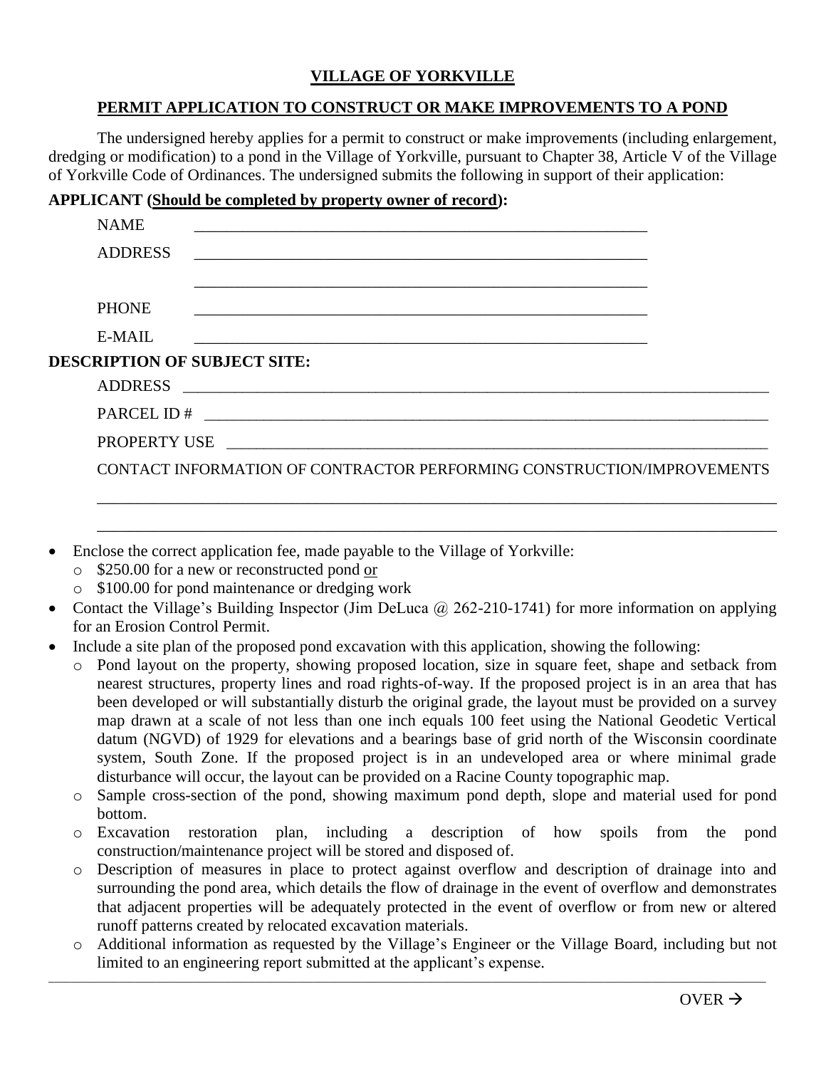# VILLAGE OF YORKVILLE

## PERMIT APPLICATION TO CONSTRUCT OR MAKE IMPROVEMENTS TO A POND

The undersigned hereby applies for a permit to construct or make improvements (including enlargement, dredging or modification) to a pond in the Village of Yorkville, pursuant to Chapter 38, Article V of the Village of Yorkville Code of Ordinances. The undersigned submits the following in support of their application:

**APPLICANT (Should be completed by property owner of record):**

NAME ____________________________________________________________

ADDRESS ____________________________________________________________

____________________________________________________________

PHONE ____________________________________________________________

E-MAIL ____________________________________________________________

**DESCRIPTION OF SUBJECT SITE:**

ADDRESS ____________________________________________________________

PARCEL ID # ____________________________________________________________

PROPERTY USE ____________________________________________________________

CONTACT INFORMATION OF CONTRACTOR PERFORMING CONSTRUCTION/IMPROVEMENTS

____________________________________________________________________________

____________________________________________________________________________

- Enclose the correct application fee, made payable to the Village of Yorkville:
  - $250.00 for a new or reconstructed pond or
  - $100.00 for pond maintenance or dredging work
- Contact the Village's Building Inspector (Jim DeLuca @ 262-210-1741) for more information on applying for an Erosion Control Permit.
- Include a site plan of the proposed pond excavation with this application, showing the following:
  - Pond layout on the property, showing proposed location, size in square feet, shape and setback from nearest structures, property lines and road rights-of-way. If the proposed project is in an area that has been developed or will substantially disturb the original grade, the layout must be provided on a survey map drawn at a scale of not less than one inch equals 100 feet using the National Geodetic Vertical datum (NGVD) of 1929 for elevations and a bearings base of grid north of the Wisconsin coordinate system, South Zone. If the proposed project is in an undeveloped area or where minimal grade disturbance will occur, the layout can be provided on a Racine County topographic map.
  - Sample cross-section of the pond, showing maximum pond depth, slope and material used for pond bottom.
  - Excavation restoration plan, including a description of how spoils from the pond construction/maintenance project will be stored and disposed of.
  - Description of measures in place to protect against overflow and description of drainage into and surrounding the pond area, which details the flow of drainage in the event of overflow and demonstrates that adjacent properties will be adequately protected in the event of overflow or from new or altered runoff patterns created by relocated excavation materials.
  - Additional information as requested by the Village's Engineer or the Village Board, including but not limited to an engineering report submitted at the applicant's expense.

OVER →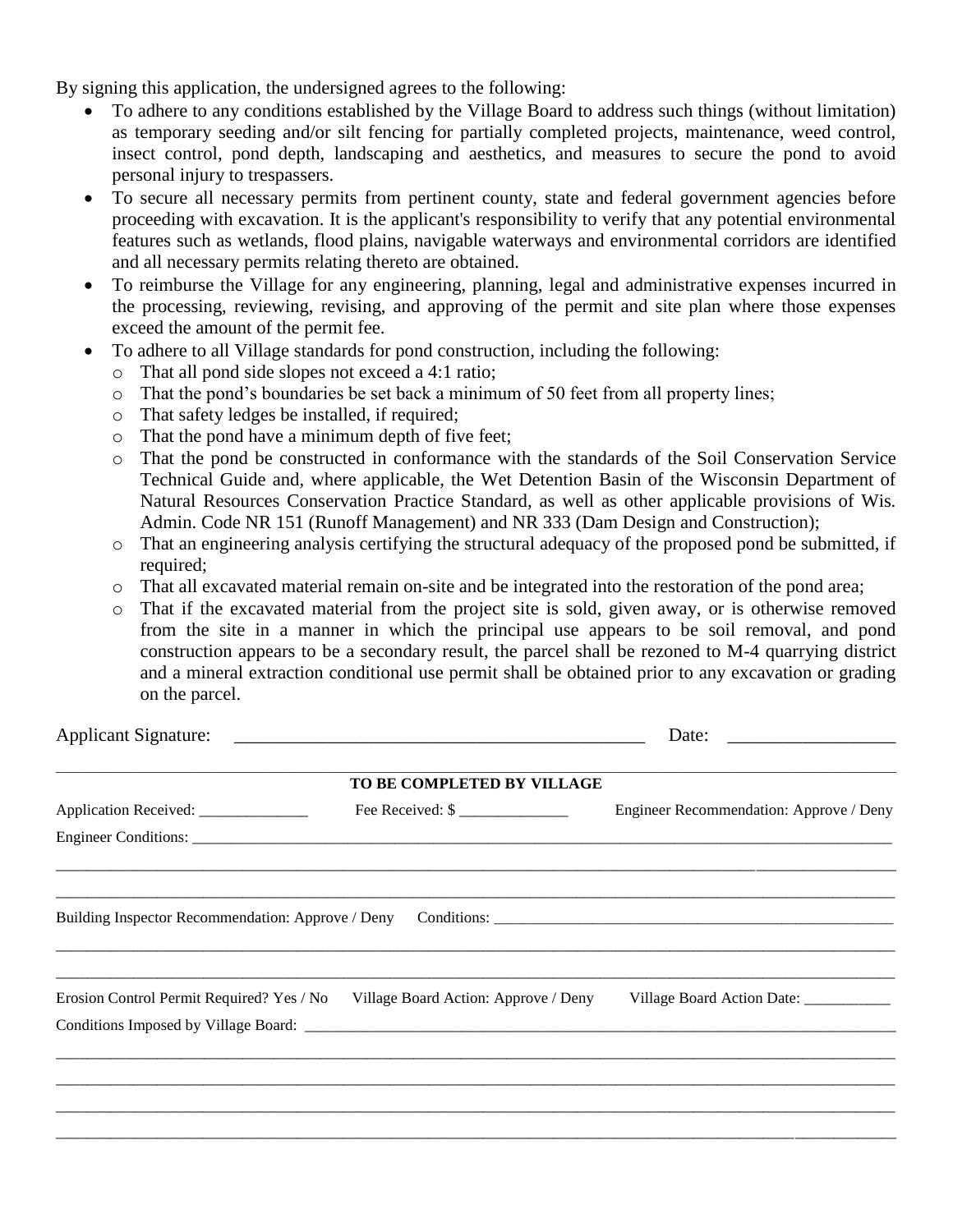By signing this application, the undersigned agrees to the following:

- To adhere to any conditions established by the Village Board to address such things (without limitation) as temporary seeding and/or silt fencing for partially completed projects, maintenance, weed control, insect control, pond depth, landscaping and aesthetics, and measures to secure the pond to avoid personal injury to trespassers.
- To secure all necessary permits from pertinent county, state and federal government agencies before proceeding with excavation. It is the applicant's responsibility to verify that any potential environmental features such as wetlands, flood plains, navigable waterways and environmental corridors are identified and all necessary permits relating thereto are obtained.
- To reimburse the Village for any engineering, planning, legal and administrative expenses incurred in the processing, reviewing, revising, and approving of the permit and site plan where those expenses exceed the amount of the permit fee.
- To adhere to all Village standards for pond construction, including the following:
  - That all pond side slopes not exceed a 4:1 ratio;
  - That the pond's boundaries be set back a minimum of 50 feet from all property lines;
  - That safety ledges be installed, if required;
  - That the pond have a minimum depth of five feet;
  - That the pond be constructed in conformance with the standards of the Soil Conservation Service Technical Guide and, where applicable, the Wet Detention Basin of the Wisconsin Department of Natural Resources Conservation Practice Standard, as well as other applicable provisions of Wis. Admin. Code NR 151 (Runoff Management) and NR 333 (Dam Design and Construction);
  - That an engineering analysis certifying the structural adequacy of the proposed pond be submitted, if required;
  - That all excavated material remain on-site and be integrated into the restoration of the pond area;
  - That if the excavated material from the project site is sold, given away, or is otherwise removed from the site in a manner in which the principal use appears to be soil removal, and pond construction appears to be a secondary result, the parcel shall be rezoned to M-4 quarrying district and a mineral extraction conditional use permit shall be obtained prior to any excavation or grading on the parcel.

Applicant Signature: ____________________________________________ Date: __________________

---

**TO BE COMPLETED BY VILLAGE**

Application Received: ______________ Fee Received: $ ______________ Engineer Recommendation: Approve / Deny

Engineer Conditions: ______________________________________________________________________________

______________________________________________________________________________________________

______________________________________________________________________________________________

Building Inspector Recommendation: Approve / Deny Conditions: __________________________________________

______________________________________________________________________________________________

______________________________________________________________________________________________

Erosion Control Permit Required? Yes / No Village Board Action: Approve / Deny Village Board Action Date: ___________

Conditions Imposed by Village Board: _______________________________________________________________

______________________________________________________________________________________________

______________________________________________________________________________________________

______________________________________________________________________________________________

______________________________________________________________________________________________